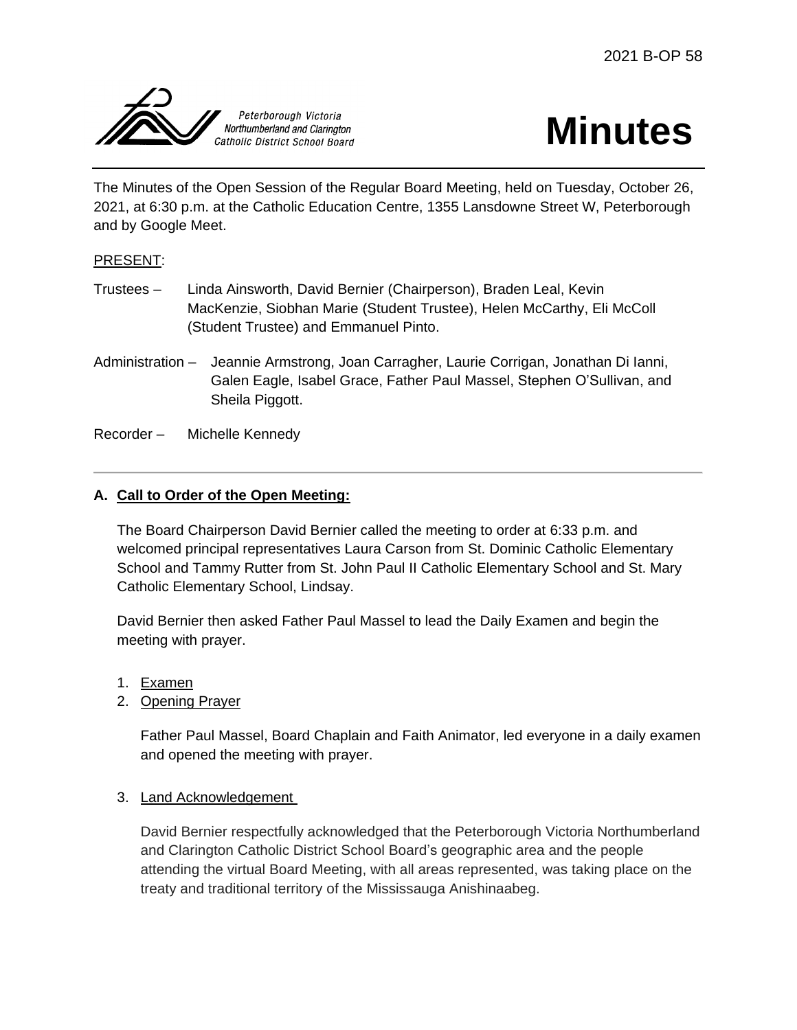2021 B-OP 58

Peterborough Victoria Northumberland and Clarington Catholic District School Board

# Minutes

The Minutes of the Open Session of the Regular Board Meeting, held on Tuesday, October 26, 2021, at 6:30 p.m. at the Catholic Education Centre, 1355 Lansdowne Street W, Peterborough and by Google Meet.

PRESENT:

Trustees – Linda Ainsworth, David Bernier (Chairperson), Braden Leal, Kevin MacKenzie, Siobhan Marie (Student Trustee), Helen McCarthy, Eli McColl (Student Trustee) and Emmanuel Pinto.

Administration – Jeannie Armstrong, Joan Carragher, Laurie Corrigan, Jonathan Di Ianni, Galen Eagle, Isabel Grace, Father Paul Massel, Stephen O'Sullivan, and Sheila Piggott.

Recorder – Michelle Kennedy

---

**A. Call to Order of the Open Meeting:**

The Board Chairperson David Bernier called the meeting to order at 6:33 p.m. and welcomed principal representatives Laura Carson from St. Dominic Catholic Elementary School and Tammy Rutter from St. John Paul II Catholic Elementary School and St. Mary Catholic Elementary School, Lindsay.

David Bernier then asked Father Paul Massel to lead the Daily Examen and begin the meeting with prayer.

1. Examen
2. Opening Prayer

   Father Paul Massel, Board Chaplain and Faith Animator, led everyone in a daily examen and opened the meeting with prayer.

3. Land Acknowledgement

   David Bernier respectfully acknowledged that the Peterborough Victoria Northumberland and Clarington Catholic District School Board's geographic area and the people attending the virtual Board Meeting, with all areas represented, was taking place on the treaty and traditional territory of the Mississauga Anishinaabeg.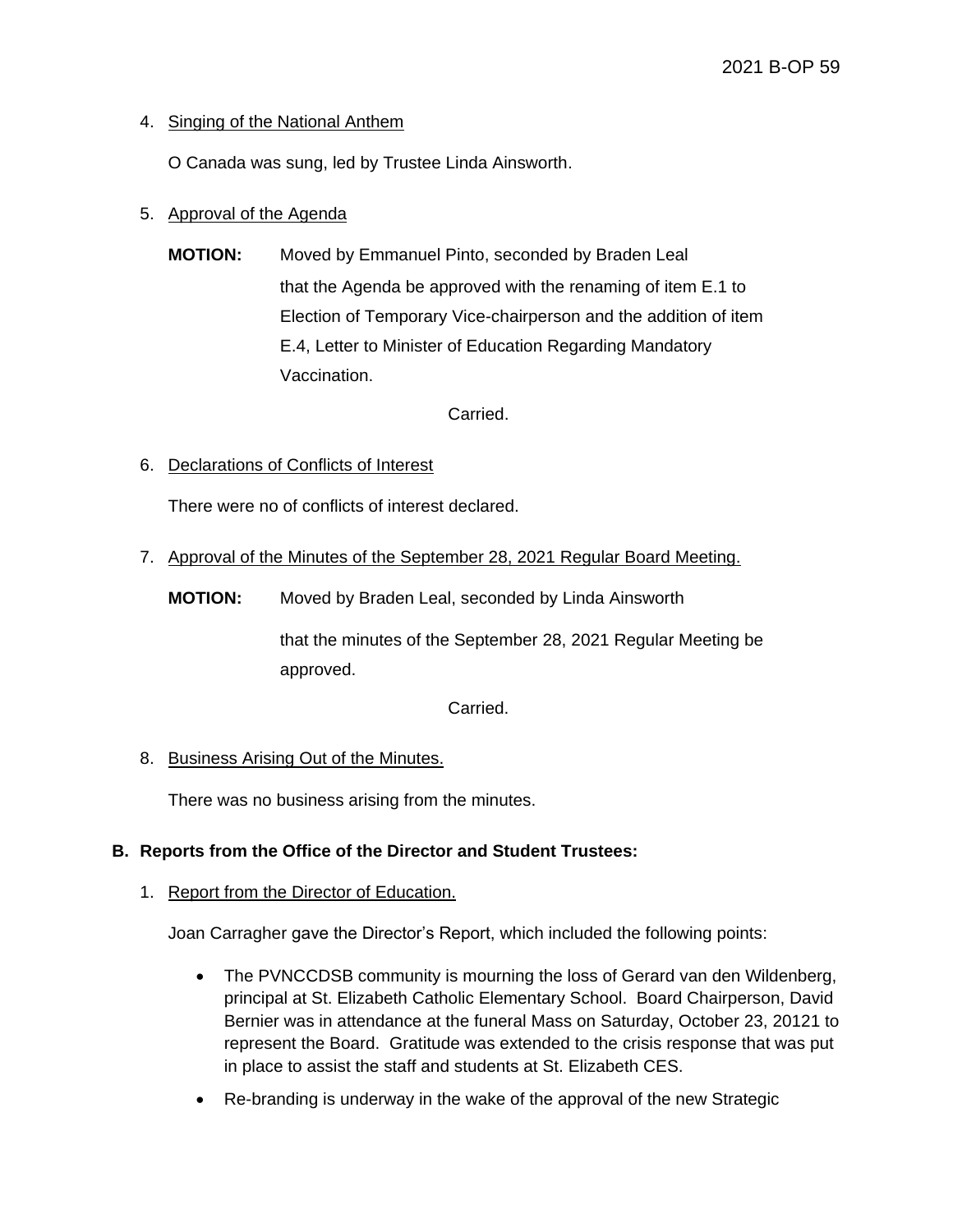4. Singing of the National Anthem

   O Canada was sung, led by Trustee Linda Ainsworth.

5. Approval of the Agenda

   **MOTION:** Moved by Emmanuel Pinto, seconded by Braden Leal
   that the Agenda be approved with the renaming of item E.1 to Election of Temporary Vice-chairperson and the addition of item E.4, Letter to Minister of Education Regarding Mandatory Vaccination.

   Carried.

6. Declarations of Conflicts of Interest

   There were no of conflicts of interest declared.

7. Approval of the Minutes of the September 28, 2021 Regular Board Meeting.

   **MOTION:** Moved by Braden Leal, seconded by Linda Ainsworth

   that the minutes of the September 28, 2021 Regular Meeting be approved.

   Carried.

8. Business Arising Out of the Minutes.

   There was no business arising from the minutes.

## B. Reports from the Office of the Director and Student Trustees:

1. Report from the Director of Education.

   Joan Carragher gave the Director's Report, which included the following points:

   - The PVNCCDSB community is mourning the loss of Gerard van den Wildenberg, principal at St. Elizabeth Catholic Elementary School. Board Chairperson, David Bernier was in attendance at the funeral Mass on Saturday, October 23, 20121 to represent the Board. Gratitude was extended to the crisis response that was put in place to assist the staff and students at St. Elizabeth CES.
   - Re-branding is underway in the wake of the approval of the new Strategic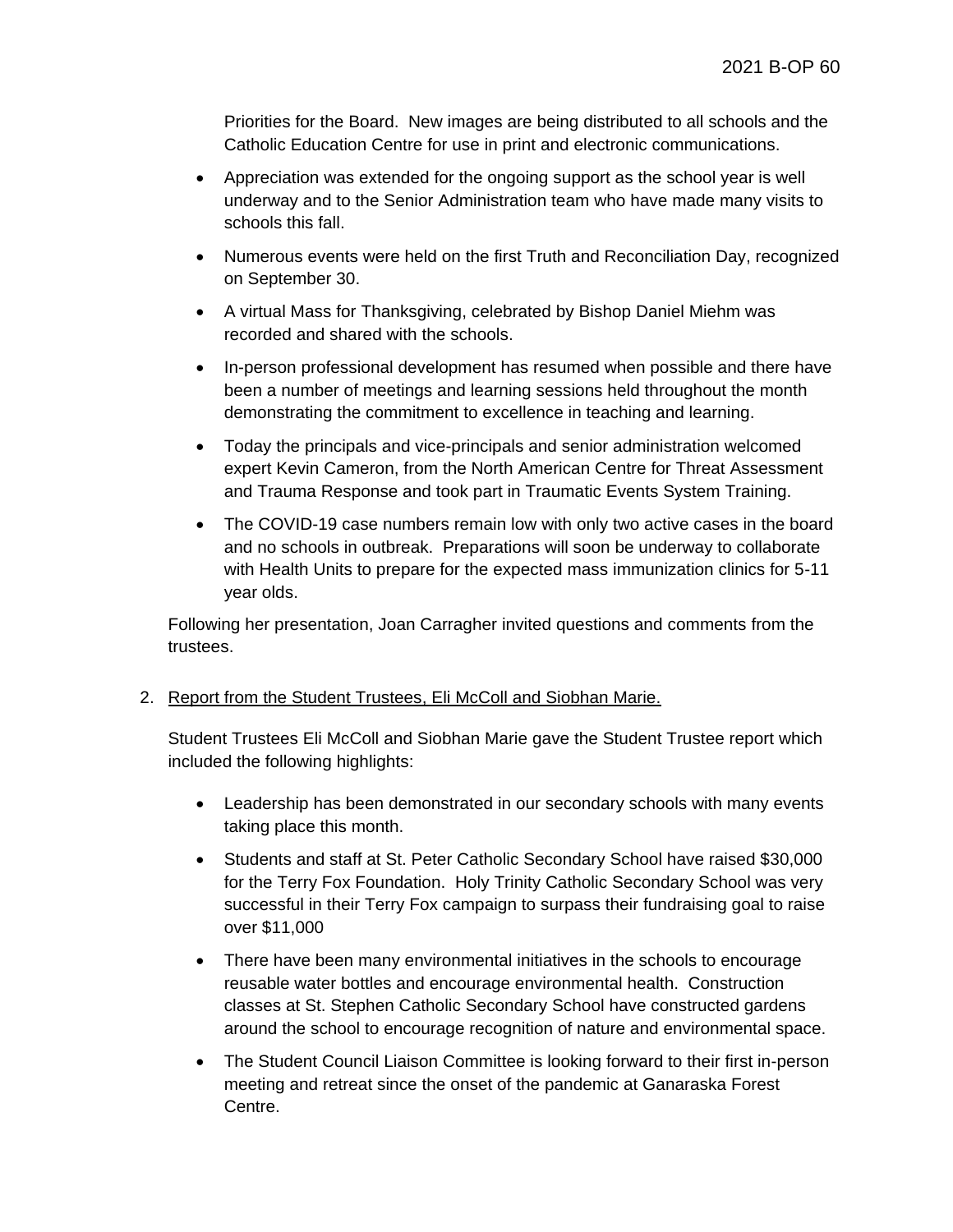Priorities for the Board. New images are being distributed to all schools and the Catholic Education Centre for use in print and electronic communications.

- Appreciation was extended for the ongoing support as the school year is well underway and to the Senior Administration team who have made many visits to schools this fall.
- Numerous events were held on the first Truth and Reconciliation Day, recognized on September 30.
- A virtual Mass for Thanksgiving, celebrated by Bishop Daniel Miehm was recorded and shared with the schools.
- In-person professional development has resumed when possible and there have been a number of meetings and learning sessions held throughout the month demonstrating the commitment to excellence in teaching and learning.
- Today the principals and vice-principals and senior administration welcomed expert Kevin Cameron, from the North American Centre for Threat Assessment and Trauma Response and took part in Traumatic Events System Training.
- The COVID-19 case numbers remain low with only two active cases in the board and no schools in outbreak. Preparations will soon be underway to collaborate with Health Units to prepare for the expected mass immunization clinics for 5-11 year olds.

Following her presentation, Joan Carragher invited questions and comments from the trustees.

2. <u>Report from the Student Trustees, Eli McColl and Siobhan Marie.</u>

Student Trustees Eli McColl and Siobhan Marie gave the Student Trustee report which included the following highlights:

- Leadership has been demonstrated in our secondary schools with many events taking place this month.
- Students and staff at St. Peter Catholic Secondary School have raised $30,000 for the Terry Fox Foundation. Holy Trinity Catholic Secondary School was very successful in their Terry Fox campaign to surpass their fundraising goal to raise over $11,000
- There have been many environmental initiatives in the schools to encourage reusable water bottles and encourage environmental health. Construction classes at St. Stephen Catholic Secondary School have constructed gardens around the school to encourage recognition of nature and environmental space.
- The Student Council Liaison Committee is looking forward to their first in-person meeting and retreat since the onset of the pandemic at Ganaraska Forest Centre.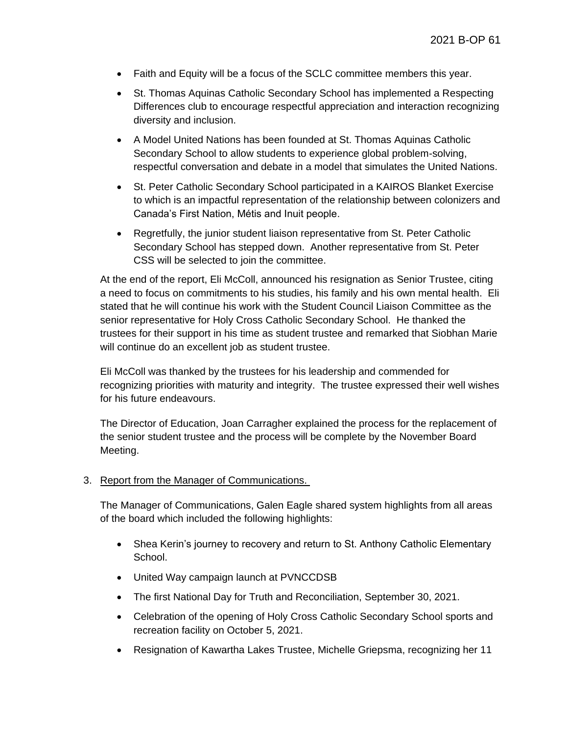- Faith and Equity will be a focus of the SCLC committee members this year.
- St. Thomas Aquinas Catholic Secondary School has implemented a Respecting Differences club to encourage respectful appreciation and interaction recognizing diversity and inclusion.
- A Model United Nations has been founded at St. Thomas Aquinas Catholic Secondary School to allow students to experience global problem-solving, respectful conversation and debate in a model that simulates the United Nations.
- St. Peter Catholic Secondary School participated in a KAIROS Blanket Exercise to which is an impactful representation of the relationship between colonizers and Canada's First Nation, Métis and Inuit people.
- Regretfully, the junior student liaison representative from St. Peter Catholic Secondary School has stepped down. Another representative from St. Peter CSS will be selected to join the committee.

At the end of the report, Eli McColl, announced his resignation as Senior Trustee, citing a need to focus on commitments to his studies, his family and his own mental health. Eli stated that he will continue his work with the Student Council Liaison Committee as the senior representative for Holy Cross Catholic Secondary School. He thanked the trustees for their support in his time as student trustee and remarked that Siobhan Marie will continue do an excellent job as student trustee.

Eli McColl was thanked by the trustees for his leadership and commended for recognizing priorities with maturity and integrity. The trustee expressed their well wishes for his future endeavours.

The Director of Education, Joan Carragher explained the process for the replacement of the senior student trustee and the process will be complete by the November Board Meeting.

3. Report from the Manager of Communications.

The Manager of Communications, Galen Eagle shared system highlights from all areas of the board which included the following highlights:

- Shea Kerin's journey to recovery and return to St. Anthony Catholic Elementary School.
- United Way campaign launch at PVNCCDSB
- The first National Day for Truth and Reconciliation, September 30, 2021.
- Celebration of the opening of Holy Cross Catholic Secondary School sports and recreation facility on October 5, 2021.
- Resignation of Kawartha Lakes Trustee, Michelle Griepsma, recognizing her 11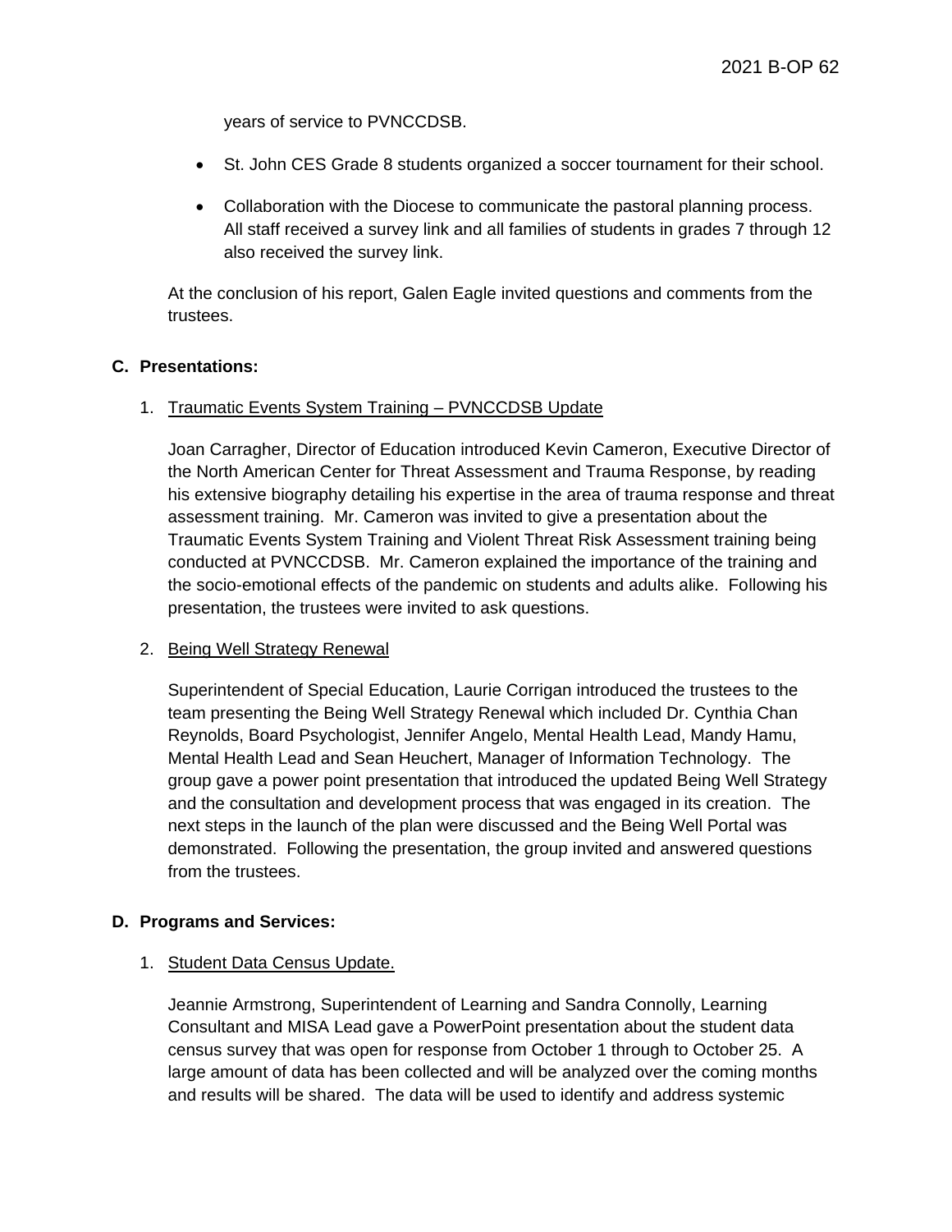years of service to PVNCCDSB.

- St. John CES Grade 8 students organized a soccer tournament for their school.
- Collaboration with the Diocese to communicate the pastoral planning process. All staff received a survey link and all families of students in grades 7 through 12 also received the survey link.

At the conclusion of his report, Galen Eagle invited questions and comments from the trustees.

**C. Presentations:**

1. Traumatic Events System Training – PVNCCDSB Update

   Joan Carragher, Director of Education introduced Kevin Cameron, Executive Director of the North American Center for Threat Assessment and Trauma Response, by reading his extensive biography detailing his expertise in the area of trauma response and threat assessment training. Mr. Cameron was invited to give a presentation about the Traumatic Events System Training and Violent Threat Risk Assessment training being conducted at PVNCCDSB. Mr. Cameron explained the importance of the training and the socio-emotional effects of the pandemic on students and adults alike. Following his presentation, the trustees were invited to ask questions.

2. Being Well Strategy Renewal

   Superintendent of Special Education, Laurie Corrigan introduced the trustees to the team presenting the Being Well Strategy Renewal which included Dr. Cynthia Chan Reynolds, Board Psychologist, Jennifer Angelo, Mental Health Lead, Mandy Hamu, Mental Health Lead and Sean Heuchert, Manager of Information Technology. The group gave a power point presentation that introduced the updated Being Well Strategy and the consultation and development process that was engaged in its creation. The next steps in the launch of the plan were discussed and the Being Well Portal was demonstrated. Following the presentation, the group invited and answered questions from the trustees.

**D. Programs and Services:**

1. Student Data Census Update.

   Jeannie Armstrong, Superintendent of Learning and Sandra Connolly, Learning Consultant and MISA Lead gave a PowerPoint presentation about the student data census survey that was open for response from October 1 through to October 25. A large amount of data has been collected and will be analyzed over the coming months and results will be shared. The data will be used to identify and address systemic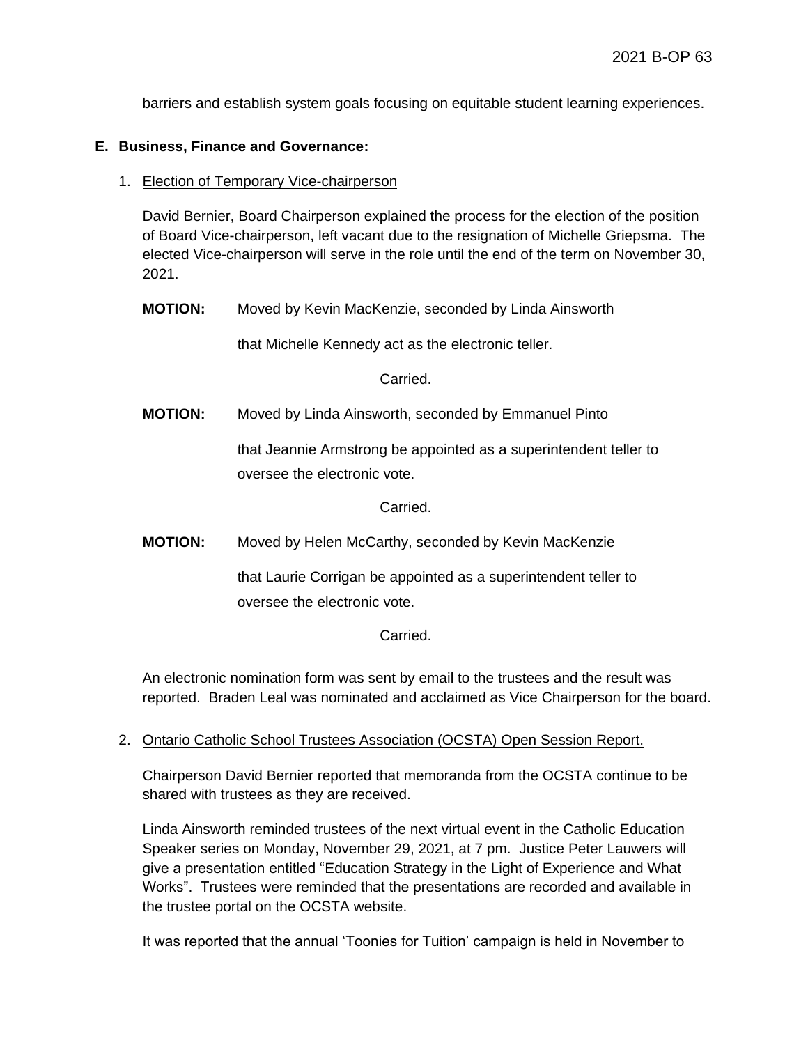barriers and establish system goals focusing on equitable student learning experiences.

## E. Business, Finance and Governance:

1. Election of Temporary Vice-chairperson

   David Bernier, Board Chairperson explained the process for the election of the position of Board Vice-chairperson, left vacant due to the resignation of Michelle Griepsma. The elected Vice-chairperson will serve in the role until the end of the term on November 30, 2021.

   **MOTION:** Moved by Kevin MacKenzie, seconded by Linda Ainsworth

   that Michelle Kennedy act as the electronic teller.

   Carried.

   **MOTION:** Moved by Linda Ainsworth, seconded by Emmanuel Pinto

   that Jeannie Armstrong be appointed as a superintendent teller to oversee the electronic vote.

   Carried.

   **MOTION:** Moved by Helen McCarthy, seconded by Kevin MacKenzie

   that Laurie Corrigan be appointed as a superintendent teller to oversee the electronic vote.

   Carried.

   An electronic nomination form was sent by email to the trustees and the result was reported. Braden Leal was nominated and acclaimed as Vice Chairperson for the board.

2. Ontario Catholic School Trustees Association (OCSTA) Open Session Report.

   Chairperson David Bernier reported that memoranda from the OCSTA continue to be shared with trustees as they are received.

   Linda Ainsworth reminded trustees of the next virtual event in the Catholic Education Speaker series on Monday, November 29, 2021, at 7 pm. Justice Peter Lauwers will give a presentation entitled "Education Strategy in the Light of Experience and What Works". Trustees were reminded that the presentations are recorded and available in the trustee portal on the OCSTA website.

   It was reported that the annual 'Toonies for Tuition' campaign is held in November to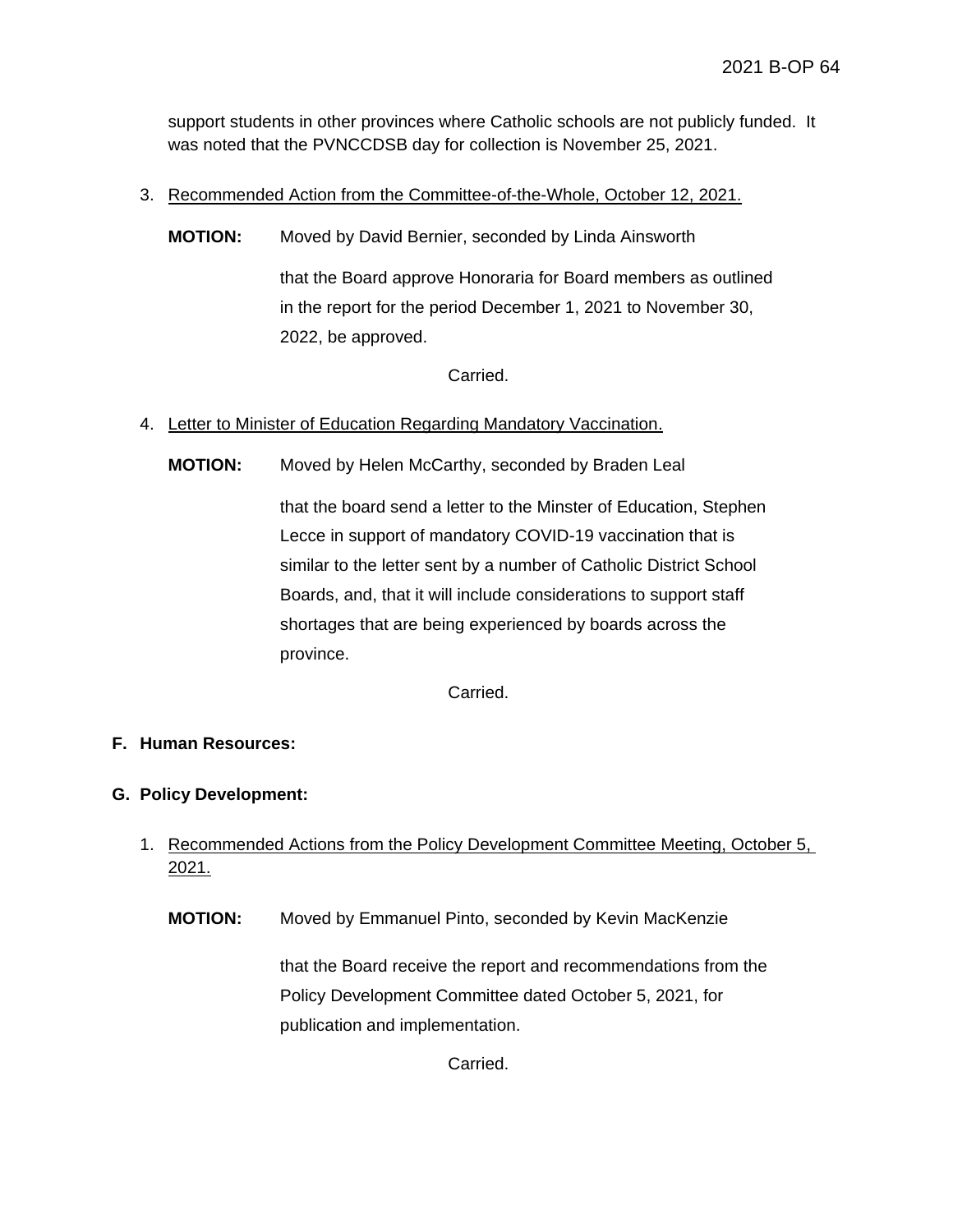support students in other provinces where Catholic schools are not publicly funded. It was noted that the PVNCCDSB day for collection is November 25, 2021.

3. Recommended Action from the Committee-of-the-Whole, October 12, 2021.

   **MOTION:** Moved by David Bernier, seconded by Linda Ainsworth

   that the Board approve Honoraria for Board members as outlined in the report for the period December 1, 2021 to November 30, 2022, be approved.

   Carried.

4. Letter to Minister of Education Regarding Mandatory Vaccination.

   **MOTION:** Moved by Helen McCarthy, seconded by Braden Leal

   that the board send a letter to the Minster of Education, Stephen Lecce in support of mandatory COVID-19 vaccination that is similar to the letter sent by a number of Catholic District School Boards, and, that it will include considerations to support staff shortages that are being experienced by boards across the province.

   Carried.

**F. Human Resources:**

**G. Policy Development:**

1. Recommended Actions from the Policy Development Committee Meeting, October 5, 2021.

   **MOTION:** Moved by Emmanuel Pinto, seconded by Kevin MacKenzie

   that the Board receive the report and recommendations from the Policy Development Committee dated October 5, 2021, for publication and implementation.

   Carried.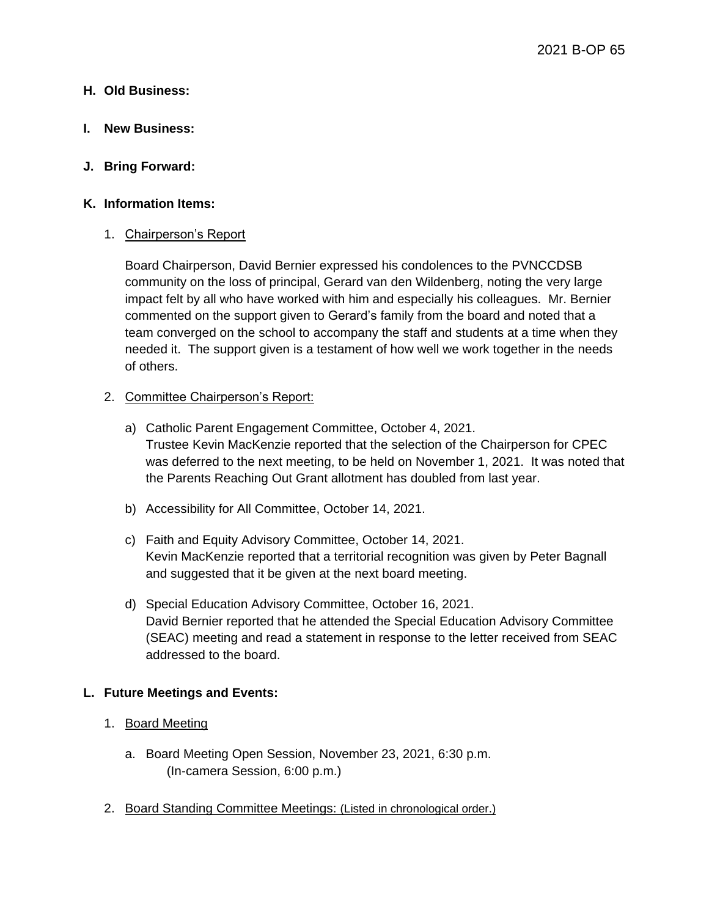**H. Old Business:**

**I. New Business:**

**J. Bring Forward:**

**K. Information Items:**

1. Chairperson's Report

   Board Chairperson, David Bernier expressed his condolences to the PVNCCDSB community on the loss of principal, Gerard van den Wildenberg, noting the very large impact felt by all who have worked with him and especially his colleagues. Mr. Bernier commented on the support given to Gerard's family from the board and noted that a team converged on the school to accompany the staff and students at a time when they needed it. The support given is a testament of how well we work together in the needs of others.

2. Committee Chairperson's Report:

   a) Catholic Parent Engagement Committee, October 4, 2021.
   Trustee Kevin MacKenzie reported that the selection of the Chairperson for CPEC was deferred to the next meeting, to be held on November 1, 2021. It was noted that the Parents Reaching Out Grant allotment has doubled from last year.

   b) Accessibility for All Committee, October 14, 2021.

   c) Faith and Equity Advisory Committee, October 14, 2021.
   Kevin MacKenzie reported that a territorial recognition was given by Peter Bagnall and suggested that it be given at the next board meeting.

   d) Special Education Advisory Committee, October 16, 2021.
   David Bernier reported that he attended the Special Education Advisory Committee (SEAC) meeting and read a statement in response to the letter received from SEAC addressed to the board.

**L. Future Meetings and Events:**

1. Board Meeting

   a. Board Meeting Open Session, November 23, 2021, 6:30 p.m.
   (In-camera Session, 6:00 p.m.)

2. Board Standing Committee Meetings: (Listed in chronological order.)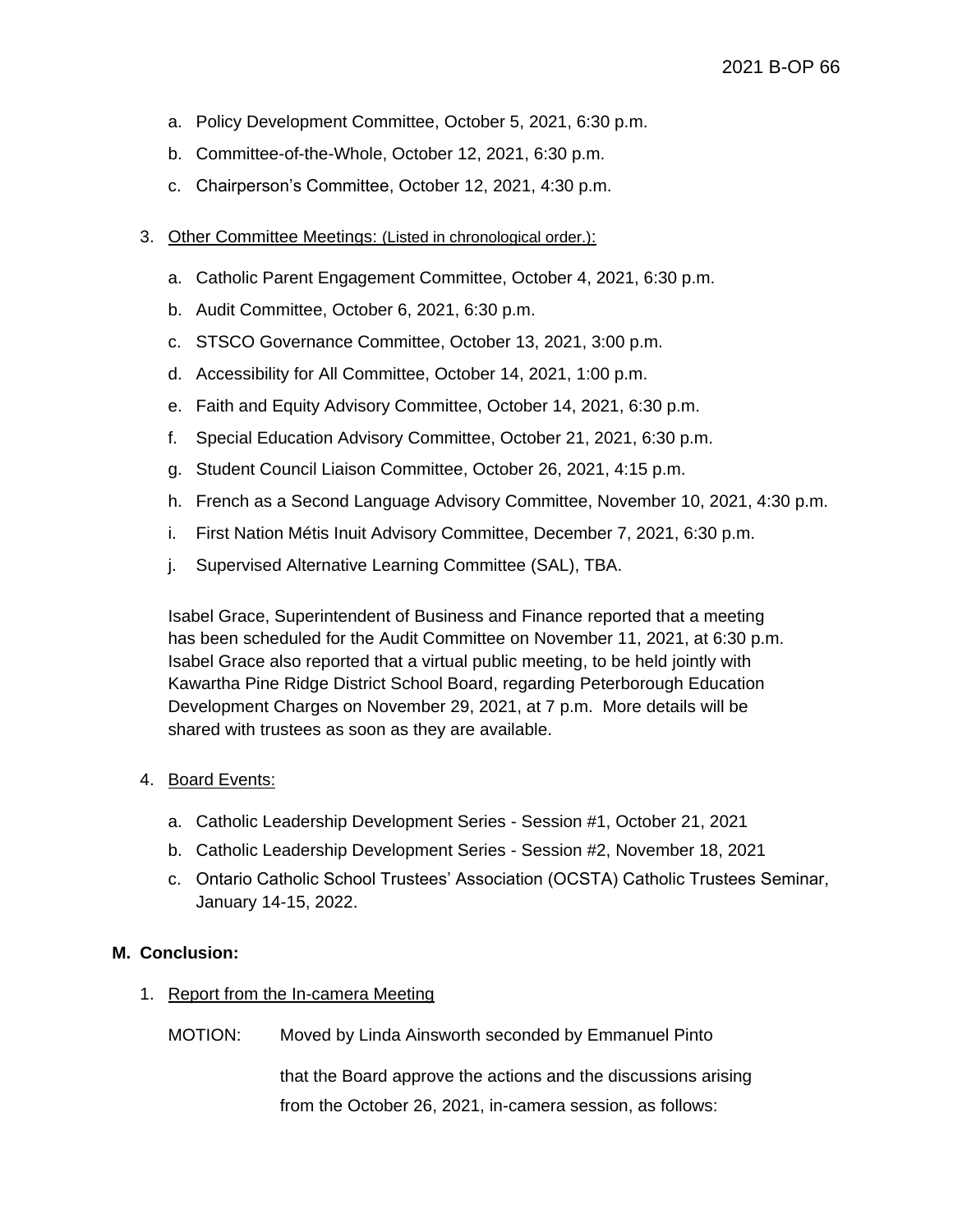a. Policy Development Committee, October 5, 2021, 6:30 p.m.

b. Committee-of-the-Whole, October 12, 2021, 6:30 p.m.

c. Chairperson's Committee, October 12, 2021, 4:30 p.m.

3. Other Committee Meetings: (Listed in chronological order.):

   a. Catholic Parent Engagement Committee, October 4, 2021, 6:30 p.m.

   b. Audit Committee, October 6, 2021, 6:30 p.m.

   c. STSCO Governance Committee, October 13, 2021, 3:00 p.m.

   d. Accessibility for All Committee, October 14, 2021, 1:00 p.m.

   e. Faith and Equity Advisory Committee, October 14, 2021, 6:30 p.m.

   f. Special Education Advisory Committee, October 21, 2021, 6:30 p.m.

   g. Student Council Liaison Committee, October 26, 2021, 4:15 p.m.

   h. French as a Second Language Advisory Committee, November 10, 2021, 4:30 p.m.

   i. First Nation Métis Inuit Advisory Committee, December 7, 2021, 6:30 p.m.

   j. Supervised Alternative Learning Committee (SAL), TBA.

   Isabel Grace, Superintendent of Business and Finance reported that a meeting has been scheduled for the Audit Committee on November 11, 2021, at 6:30 p.m. Isabel Grace also reported that a virtual public meeting, to be held jointly with Kawartha Pine Ridge District School Board, regarding Peterborough Education Development Charges on November 29, 2021, at 7 p.m. More details will be shared with trustees as soon as they are available.

4. Board Events:

   a. Catholic Leadership Development Series - Session #1, October 21, 2021

   b. Catholic Leadership Development Series - Session #2, November 18, 2021

   c. Ontario Catholic School Trustees' Association (OCSTA) Catholic Trustees Seminar, January 14-15, 2022.

## M. Conclusion:

1. Report from the In-camera Meeting

   MOTION: Moved by Linda Ainsworth seconded by Emmanuel Pinto

   that the Board approve the actions and the discussions arising from the October 26, 2021, in-camera session, as follows: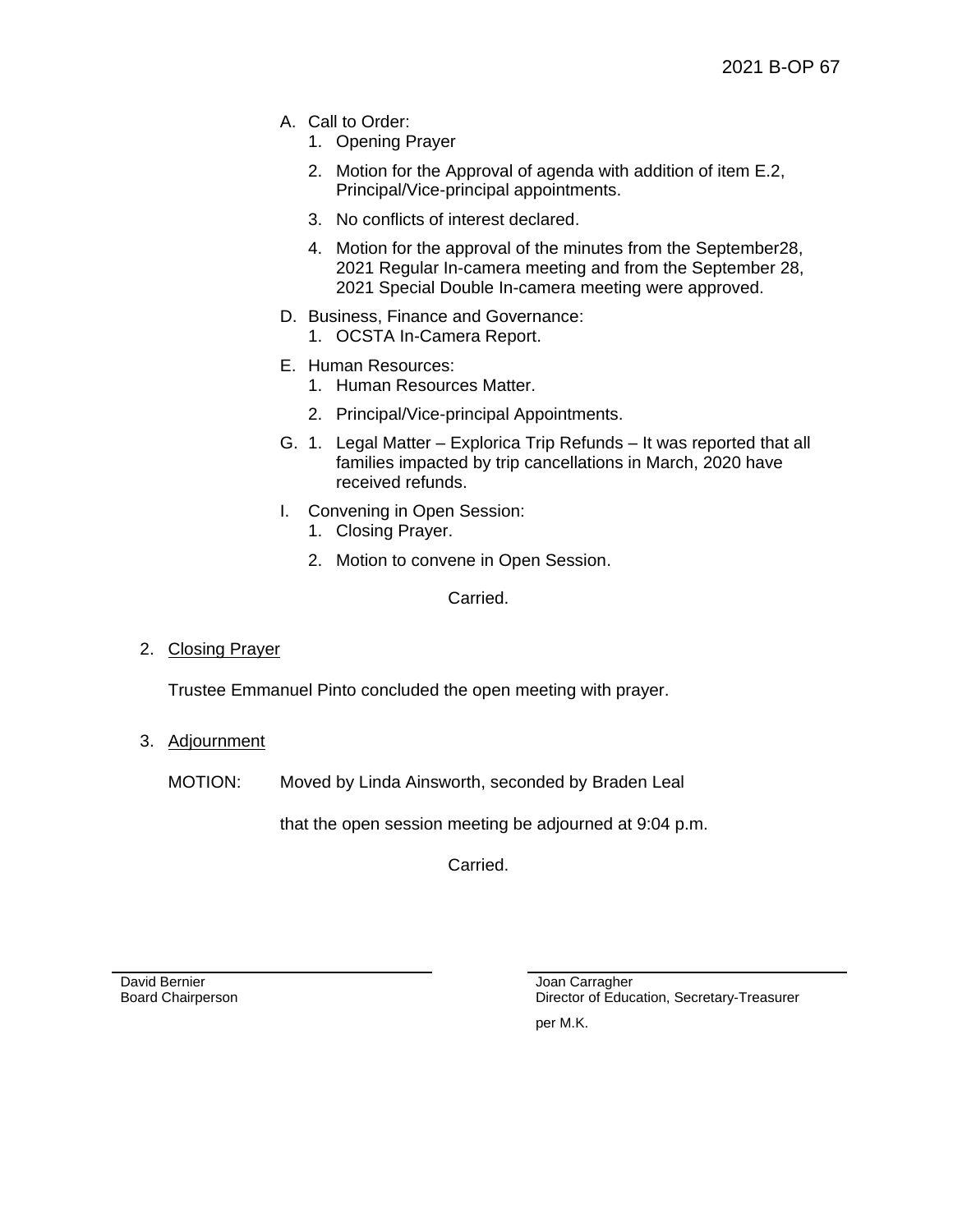A. Call to Order:
   1. Opening Prayer
   2. Motion for the Approval of agenda with addition of item E.2, Principal/Vice-principal appointments.
   3. No conflicts of interest declared.
   4. Motion for the approval of the minutes from the September28, 2021 Regular In-camera meeting and from the September 28, 2021 Special Double In-camera meeting were approved.

D. Business, Finance and Governance:
   1. OCSTA In-Camera Report.

E. Human Resources:
   1. Human Resources Matter.
   2. Principal/Vice-principal Appointments.

G. 1. Legal Matter – Explorica Trip Refunds – It was reported that all families impacted by trip cancellations in March, 2020 have received refunds.

I. Convening in Open Session:
   1. Closing Prayer.
   2. Motion to convene in Open Session.

Carried.

2. Closing Prayer

Trustee Emmanuel Pinto concluded the open meeting with prayer.

3. Adjournment

MOTION: Moved by Linda Ainsworth, seconded by Braden Leal

that the open session meeting be adjourned at 9:04 p.m.

Carried.

David Bernier
Board Chairperson

Joan Carragher
Director of Education, Secretary-Treasurer

per M.K.